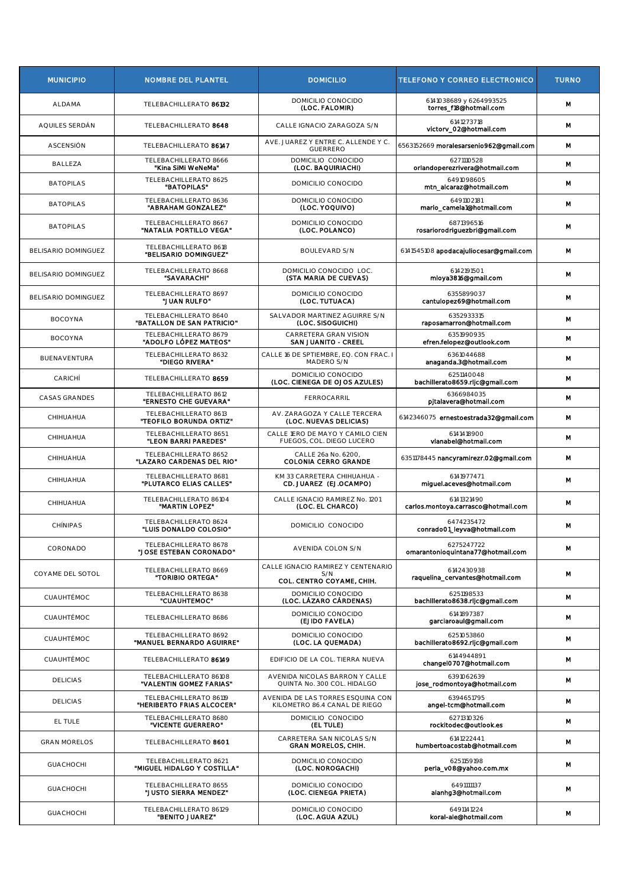| MUNICIPIO | NOMBRE DEL PLANTEL | DOMICILIO | TELEFONO Y CORREO ELECTRONICO | TURNO |
|---|---|---|---|---|
| ALDAMA | TELEBACHILLERATO **86132** | DOMICILIO CONOCIDO **(LOC. FALOMIR)** | 6141038689 y 6264993525 torres_f18@hotmail.com | M |
| AQUILES SERDÁN | TELEBACHILLERATO **8648** | CALLE IGNACIO ZARAGOZA S/N | 6141273718 victorv_02@hotmail.com | M |
| ASCENSIÓN | TELEBACHILLERATO **86147** | AVE. JUAREZ Y ENTRE C. ALLENDE Y C. GUERRERO | 6563152669 moralesarsenio962@gmail.com | M |
| BALLEZA | TELEBACHILLERATO 8666 **"Kina SiMi WeNeMa"** | DOMICILIO CONOCIDO **(LOC. BAQUIRIACHI)** | 6271110528 orlandoperezrivera@hotmail.com | M |
| BATOPILAS | TELEBACHILLERATO 8625 **"BATOPILAS"** | DOMICILIO CONOCIDO | 6491098605 mtn_alcaraz@hotmail.com | M |
| BATOPILAS | TELEBACHILLERATO 8636 **"ABRAHAM GONZALEZ"** | DOMICILIO CONOCIDO **(LOC. YOQUIVO)** | 6491102181 mario_camela1@hotmail.com | M |
| BATOPILAS | TELEBACHILLERATO 8667 **"NATALIA PORTILLO VEGA"** | DOMICILIO CONOCIDO **(LOC. POLANCO)** | 6871396516 rosariorodriguezbri@gmail.com | M |
| BELISARIO DOMINGUEZ | TELEBACHILLERATO 8618 **"BELISARIO DOMINGUEZ"** | BOULEVARD S/N | 6141545108 apodacajuliocesar@gmail.com | M |
| BELISARIO DOMINGUEZ | TELEBACHILLERATO 8668 **"SAVARACHI"** | DOMICILIO CONOCIDO LOC. **(STA MARIA DE CUEVAS)** | 6142191501 mloya3816@gmail.com | M |
| BELISARIO DOMINGUEZ | TELEBACHILLERATO 8697 **"JUAN RULFO"** | DOMICILIO CONOCIDO **(LOC. TUTUACA)** | 6355899037 cantulopez69@hotmail.com | M |
| BOCOYNA | TELEBACHILLERATO 8640 **"BATALLON DE SAN PATRICIO"** | SALVADOR MARTINEZ AGUIRRE S/N **(LOC. SISOGUICHI)** | 6352933315 raposamarron@hotmail.com | M |
| BOCOYNA | TELEBACHILLERATO 8679 **"ADOLFO LÓPEZ MATEOS"** | CARRETERA GRAN VISION **SAN JUANITO - CREEL** | 6351990935 efren.felopez@outlook.com | M |
| BUENAVENTURA | TELEBACHILLERATO 8632 **"DIEGO RIVERA"** | CALLE 16 DE SPTIEMBRE, EQ. CON FRAC. I MADERO S/N | 6361044688 anaganda.3@hotmail.com | M |
| CARICHÍ | TELEBACHILLERATO **8659** | DOMICILIO CONOCIDO **(LOC. CIENEGA DE OJOS AZULES)** | 6251140048 bachillerato8659.rljc@gmail.com | M |
| CASAS GRANDES | TELEBACHILLERATO 8612 **"ERNESTO CHE GUEVARA"** | FERROCARRIL | 6366984035 pjtalavera@hotmail.com | M |
| CHIHUAHUA | TELEBACHILLERATO 8613 **"TEOFILO BORUNDA ORTIZ"** | AV. ZARAGOZA Y CALLE TERCERA **(LOC. NUEVAS DELICIAS)** | 6142346075 ernestoestrada32@gmail.com | M |
| CHIHUAHUA | TELEBACHILLERATO 8651 **"LEON BARRI PAREDES"** | CALLE 1ERO DE MAYO Y CAMILO CIEN FUEGOS, COL. DIEGO LUCERO | 6141418900 vianabel@hotmail.com | M |
| CHIHUAHUA | TELEBACHILLERATO 8652 **"LAZARO CARDENAS DEL RIO"** | CALLE 26a No. 6200, **COLONIA CERRO GRANDE** | 6351178445 nancyramirezr.02@gmail.com | M |
| CHIHUAHUA | TELEBACHILLERATO 8681 **"PLUTARCO ELIAS CALLES"** | KM 33 CARRETERA CHIHUAHUA - **CD. JUAREZ (EJ.OCAMPO)** | 6141977471 miguel.aceves@hotmail.com | M |
| CHIHUAHUA | TELEBACHILLERATO 86104 **"MARTIN LOPEZ"** | CALLE IGNACIO RAMIREZ No. 1201 **(LOC. EL CHARCO)** | 6141321490 carlos.montoya.carrasco@hotmail.com | M |
| CHÍNIPAS | TELEBACHILLERATO 8624 **"LUIS DONALDO COLOSIO"** | DOMICILIO CONOCIDO | 6474235472 conrado01_leyva@hotmail.com | M |
| CORONADO | TELEBACHILLERATO 8678 **"JOSE ESTEBAN CORONADO"** | AVENIDA COLON S/N | 6275247722 omarantonioquintana77@hotmail.com | M |
| COYAME DEL SOTOL | TELEBACHILLERATO 8669 **"TORIBIO ORTEGA"** | CALLE IGNACIO RAMIREZ Y CENTENARIO S/N **COL. CENTRO COYAME, CHIH.** | 6142430938 raquelina_cervantes@hotmail.com | M |
| CUAUHTÉMOC | TELEBACHILLERATO 8638 **"CUAUHTEMOC"** | DOMICILIO CONOCIDO **(LOC. LÁZARO CÁRDENAS)** | 6251198533 bachillerato8638.rljc@gmail.com | M |
| CUAUHTÉMOC | TELEBACHILLERATO 8686 | DOMICILIO CONOCIDO **(EJIDO FAVELA)** | 6141897387 garciaroaul@gmail.com | M |
| CUAUHTÉMOC | TELEBACHILLERATO 8692 **"MANUEL BERNARDO AGUIRRE"** | DOMICILIO CONOCIDO **(LOC. LA QUEMADA)** | 6251053860 bachillerato8692.rljc@gmail.com | M |
| CUAUHTÉMOC | TELEBACHILLERATO **86149** | EDIFICIO DE LA COL. TIERRA NUEVA | 6144944891 changel0707@hotmail.com | M |
| DELICIAS | TELEBACHILLERATO 86108 **"VALENTIN GOMEZ FARIAS"** | AVENIDA NICOLAS BARRON Y CALLE QUINTA No. 300 COL. HIDALGO | 6391062639 jose_rodmontoya@hotmail.com | M |
| DELICIAS | TELEBACHILLERATO 86119 **"HERIBERTO FRIAS ALCOCER"** | AVENIDA DE LAS TORRES ESQUINA CON KILOMETRO 86.4 CANAL DE RIEGO | 6394651795 angel-tcm@hotmail.com | M |
| EL TULE | TELEBACHILLERATO 8680 **"VICENTE GUERRERO"** | DOMICILIO CONOCIDO **(EL TULE)** | 6271310326 rockitodec@outlook.es | M |
| GRAN MORELOS | TELEBACHILLERATO **8601** | CARRETERA SAN NICOLAS S/N **GRAN MORELOS, CHIH.** | 6141222441 humbertoacostab@hotmail.com | M |
| GUACHOCHI | TELEBACHILLERATO 8621 **"MIGUEL HIDALGO Y COSTILLA"** | DOMICILIO CONOCIDO **(LOC. NOROGACHI)** | 6251159198 perla_v08@yahoo.com.mx | M |
| GUACHOCHI | TELEBACHILLERATO 8655 **"JUSTO SIERRA MENDEZ"** | DOMICILIO CONOCIDO **(LOC. CIENEGA PRIETA)** | 6491111137 alanhg3@hotmail.com | M |
| GUACHOCHI | TELEBACHILLERATO 86129 **"BENITO JUAREZ"** | DOMICILIO CONOCIDO **(LOC. AGUA AZUL)** | 6491141224 koral-ale@hotmail.com | M |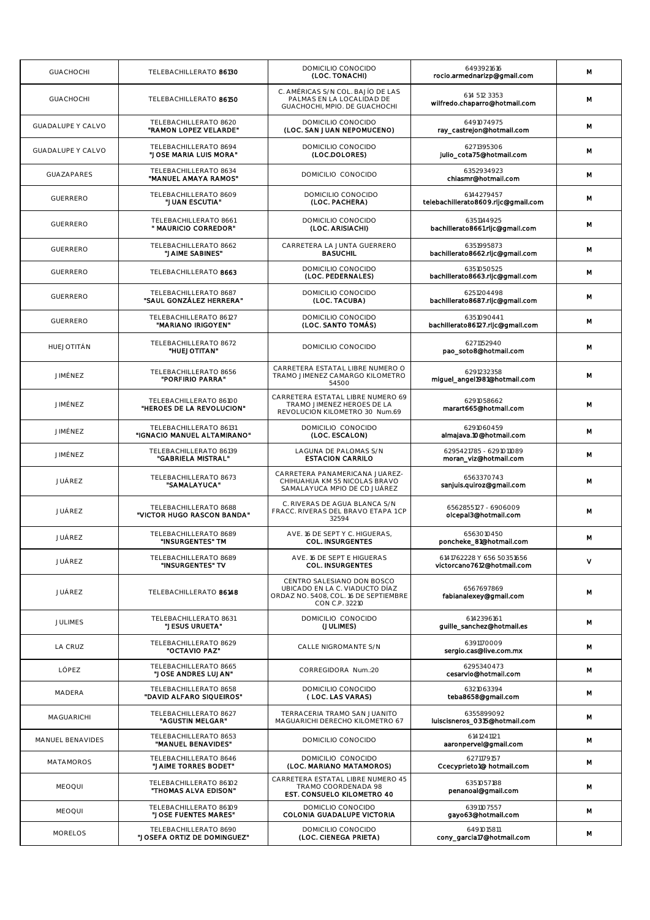| | | | | |
|---|---|---|---|---|
| GUACHOCHI | TELEBACHILLERATO **86130** | DOMICILIO CONOCIDO<br>**(LOC. TONACHI)** | 6493921616<br>rocio.armednarizp@gmail.com | M |
| GUACHOCHI | TELEBACHILLERATO **86150** | C. AMÉRICAS S/N COL. BAJÍO DE LAS PALMAS EN LA LOCALIDAD DE GUACHOCHI, MPIO. DE GUACHOCHI | 614 512 3353<br>wilfredo.chaparro@hotmail.com | M |
| GUADALUPE Y CALVO | TELEBACHILLERATO 8620<br>**"RAMON LOPEZ VELARDE"** | DOMICILIO CONOCIDO<br>**(LOC. SAN JUAN NEPOMUCENO)** | 6491074975<br>ray_castrejon@hotmail.com | M |
| GUADALUPE Y CALVO | TELEBACHILLERATO 8694<br>**"JOSE MARIA LUIS MORA"** | DOMICILIO CONOCIDO<br>**(LOC.DOLORES)** | 6271395306<br>julio_cota75@hotmail.com | M |
| GUAZAPARES | TELEBACHILLERATO 8634<br>**"MANUEL AMAYA RAMOS"** | DOMICILIO CONOCIDO | 6352934923<br>chiasmr@hotmail.com | M |
| GUERRERO | TELEBACHILLERATO 8609<br>**"JUAN ESCUTIA"** | DOMICILIO CONOCIDO<br>**(LOC. PACHERA)** | 6144279457<br>telebachillerato8609.rljc@gmail.com | M |
| GUERRERO | TELEBACHILLERATO 8661<br>**" MAURICIO CORREDOR"** | DOMICILIO CONOCIDO<br>**(LOC. ARISIACHI)** | 6351144925<br>bachillerato8661.rljc@gmail.com | M |
| GUERRERO | TELEBACHILLERATO 8662<br>**"JAIME SABINES"** | CARRETERA LA JUNTA GUERRERO<br>**BASUCHIL** | 6351995873<br>bachillerato8662.rljc@gmail.com | M |
| GUERRERO | TELEBACHILLERATO **8663** | DOMICILIO CONOCIDO<br>**(LOC. PEDERNALES)** | 6351050525<br>bachillerato8663.rljc@gmail.com | M |
| GUERRERO | TELEBACHILLERATO 8687<br>**"SAUL GONZÁLEZ HERRERA"** | DOMICILIO CONOCIDO<br>**(LOC. TACUBA)** | 6251204498<br>bachillerato8687.rljc@gmail.com | M |
| GUERRERO | TELEBACHILLERATO 86127<br>**"MARIANO IRIGOYEN"** | DOMICILIO CONOCIDO<br>**(LOC. SANTO TOMÁS)** | 6351090441<br>bachillerato86127.rljc@gmail.com | M |
| HUEJOTITÁN | TELEBACHILLERATO 8672<br>**"HUEJOTITAN"** | DOMICILIO CONOCIDO | 6271152940<br>pao_soto8@hotmail.com | M |
| JIMÉNEZ | TELEBACHILLERATO 8656<br>**"PORFIRIO PARRA"** | CARRETERA ESTATAL LIBRE NUMERO O TRAMO JIMENEZ CAMARGO KILOMETRO 54500 | 6291232358<br>miguel_angel1981@hotmail.com | M |
| JIMÉNEZ | TELEBACHILLERATO 86100<br>**"HEROES DE LA REVOLUCION"** | CARRETERA ESTATAL LIBRE NUMERO 69 TRAMO JIMENEZ HEROES DE LA REVOLUCION KILOMETRO 30 Num.69 | 6291058662<br>marart665@hotmail.com | M |
| JIMÉNEZ | TELEBACHILLERATO 86131<br>**"IGNACIO MANUEL ALTAMIRANO"** | DOMICILIO CONOCIDO<br>**(LOC. ESCALON)** | 6291060459<br>almajava.10@hotmail.com | M |
| JIMÉNEZ | TELEBACHILLERATO 86139<br>**"GABRIELA MISTRAL"** | LAGUNA DE PALOMAS S/N<br>**ESTACION CARRILO** | 6295421785 - 6291011089<br>moran_viz@hotmail.com | M |
| JUÁREZ | TELEBACHILLERATO 8673<br>**"SAMALAYUCA"** | CARRETERA PANAMERICANA JUAREZ-CHIHUAHUA KM 55 NICOLAS BRAVO SAMALAYUCA MPIO DE CD JUÁREZ | 6563370743<br>sanjuis.quiroz@gmail.com | M |
| JUÁREZ | TELEBACHILLERATO 8688<br>**"VICTOR HUGO RASCON BANDA"** | C. RIVERAS DE AGUA BLANCA S/N FRACC. RIVERAS DEL BRAVO ETAPA 1CP 32594 | 6562855127 - 6906009<br>olcepal3@hotmail.com | M |
| JUÁREZ | TELEBACHILLERATO 8689<br>**"INSURGENTES" TM** | AVE. 16 DE SEPT Y C. HIGUERAS,<br>**COL. INSURGENTES** | 6563010450<br>poncheke_81@hotmail.com | M |
| JUÁREZ | TELEBACHILLERATO 8689<br>**"INSURGENTES" TV** | AVE. 16 DE SEPT E HIGUERAS<br>**COL. INSURGENTES** | 6141762228 Y 656 50351656<br>victorcano7612@hotmail.com | V |
| JUÁREZ | TELEBACHILLERATO **86148** | CENTRO SALESIANO DON BOSCO UBICADO EN LA C. VIADUCTO DÍAZ ORDAZ NO. 5408, COL. 16 DE SEPTIEMBRE CON C.P. 32210 | 6567697869<br>fabianalexey@gmail.com | M |
| JULIMES | TELEBACHILLERATO 8631<br>**"JESUS URUETA"** | DOMICILIO CONOCIDO<br>**(JULIMES)** | 6142396161<br>guille_sanchez@hotmail.es | M |
| LA CRUZ | TELEBACHILLERATO 8629<br>**"OCTAVIO PAZ"** | CALLE NIGROMANTE S/N | 6391170009<br>sergio.cas@live.com.mx | M |
| LÓPEZ | TELEBACHILLERATO 8665<br>**"JOSE ANDRES LUJAN"** | CORREGIDORA Num.:20 | 6295340473<br>cesarvio@hotmail.com | M |
| MADERA | TELEBACHILLERATO 8658<br>**"DAVID ALFARO SIQUEIROS"** | DOMICILIO CONOCIDO<br>**( LOC. LAS VARAS)** | 6321063394<br>teba8658@gmail.com | M |
| MAGUARICHI | TELEBACHILLERATO 8627<br>**"AGUSTIN MELGAR"** | TERRACERIA TRAMO SAN JUANITO MAGUARICHI DERECHO KILOMETRO 67 | 6355899092<br>luiscisneros_0315@hotmail.com | M |
| MANUEL BENAVIDES | TELEBACHILLERATO 8653<br>**"MANUEL BENAVIDES"** | DOMICILIO CONOCIDO | 6141241121<br>aaronpervel@gmail.com | M |
| MATAMOROS | TELEBACHILLERATO 8646<br>**"JAIME TORRES BODET"** | DOMICILIO CONOCIDO<br>**(LOC. MARIANO MATAMOROS)** | 6271179157<br>Ccecyprieto1@ hotmail.com | M |
| MEOQUI | TELEBACHILLERATO 86102<br>**"THOMAS ALVA EDISON"** | CARRETERA ESTATAL LIBRE NUMERO 45 TRAMO COORDENADA 98<br>**EST. CONSUELO KILOMETRO 40** | 6351057188<br>penanoal@gmail.com | M |
| MEOQUI | TELEBACHILLERATO 86109<br>**"JOSE FUENTES MARES"** | DOMICLIO CONOCIDO<br>**COLONIA GUADALUPE VICTORIA** | 6391107557<br>gayo63@hotmail.com | M |
| MORELOS | TELEBACHILLERATO 8690<br>**"JOSEFA ORTIZ DE DOMINGUEZ"** | DOMICILIO CONOCIDO<br>**(LOC. CIENEGA PRIETA)** | 6491015811<br>cony_garcia17@hotmail.com | M |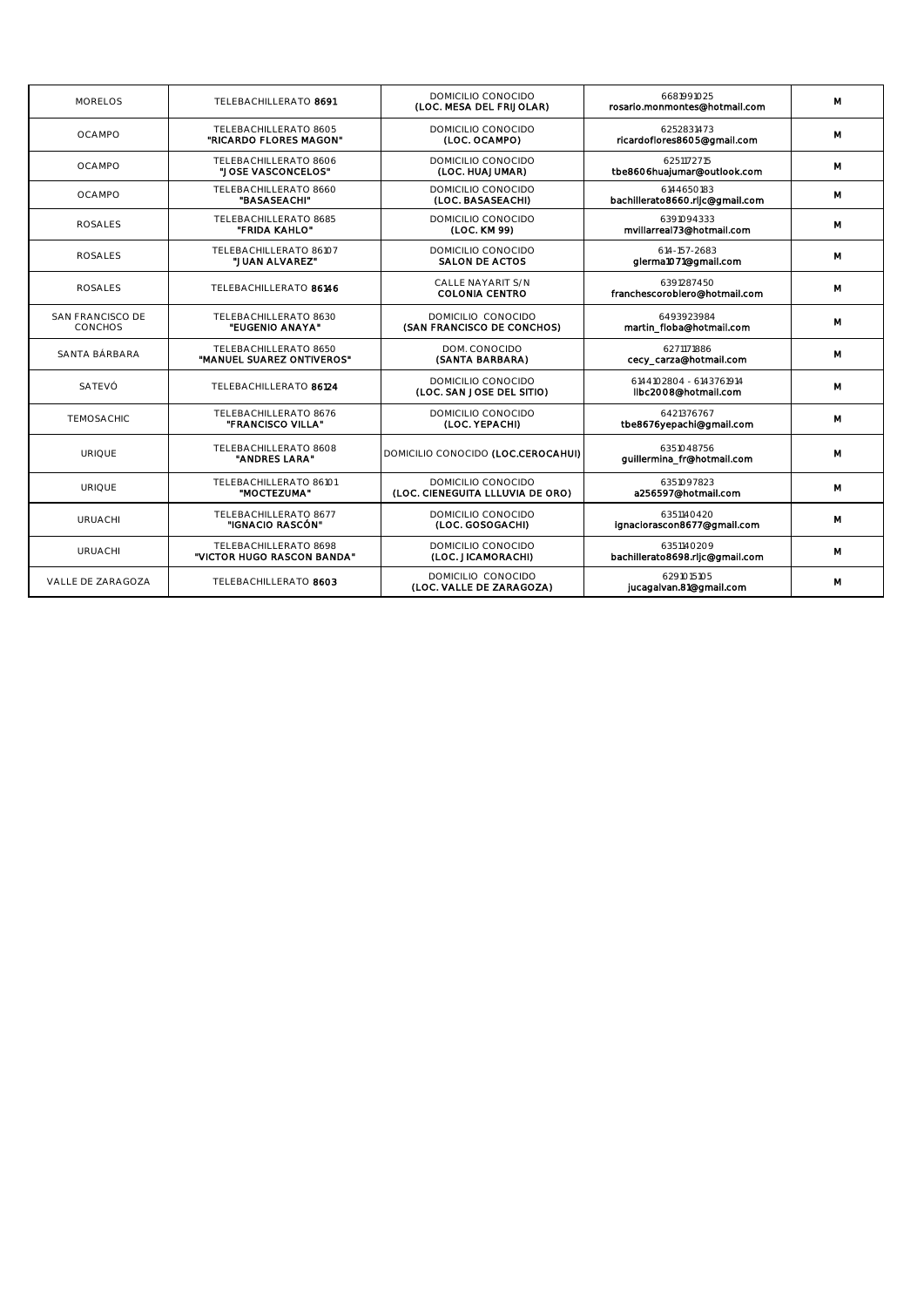| | | | | |
|---|---|---|---|---|
| MORELOS | TELEBACHILLERATO **8691** | DOMICILIO CONOCIDO **(LOC. MESA DEL FRIJOLAR)** | 6681991025 rosario.monmontes@hotmail.com | **M** |
| OCAMPO | TELEBACHILLERATO 8605 **"RICARDO FLORES MAGON"** | DOMICILIO CONOCIDO **(LOC. OCAMPO)** | 6252831473 ricardoflores8605@gmail.com | **M** |
| OCAMPO | TELEBACHILLERATO 8606 **"JOSE VASCONCELOS"** | DOMICILIO CONOCIDO **(LOC. HUAJUMAR)** | 6251172715 tbe8606huajumar@outlook.com | **M** |
| OCAMPO | TELEBACHILLERATO 8660 **"BASASEACHI"** | DOMICILIO CONOCIDO **(LOC. BASASEACHI)** | 6144650183 bachillerato8660.rljc@gmail.com | **M** |
| ROSALES | TELEBACHILLERATO 8685 **"FRIDA KAHLO"** | DOMICILIO CONOCIDO **(LOC. KM 99)** | 6391094333 mvillarreal73@hotmail.com | **M** |
| ROSALES | TELEBACHILLERATO 86107 **"JUAN ALVAREZ"** | DOMICILIO CONOCIDO **SALON DE ACTOS** | 614-157-2683 glerma1071@gmail.com | **M** |
| ROSALES | TELEBACHILLERATO **86146** | CALLE NAYARIT S/N **COLONIA CENTRO** | 6391287450 franchescoroblero@hotmail.com | **M** |
| SAN FRANCISCO DE CONCHOS | TELEBACHILLERATO 8630 **"EUGENIO ANAYA"** | DOMICILIO CONOCIDO **(SAN FRANCISCO DE CONCHOS)** | 6493923984 martin_floba@hotmail.com | **M** |
| SANTA BÁRBARA | TELEBACHILLERATO 8650 **"MANUEL SUAREZ ONTIVEROS"** | DOM. CONOCIDO **(SANTA BARBARA)** | 6271171886 cecy_carza@hotmail.com | **M** |
| SATEVÓ | TELEBACHILLERATO **86124** | DOMICILIO CONOCIDO **(LOC. SAN JOSE DEL SITIO)** | 6144102804 - 6143761914 llbc2008@hotmail.com | **M** |
| TEMOSACHIC | TELEBACHILLERATO 8676 **"FRANCISCO VILLA"** | DOMICILIO CONOCIDO **(LOC. YEPACHI)** | 6421376767 tbe8676yepachi@gmail.com | **M** |
| URIQUE | TELEBACHILLERATO 8608 **"ANDRES LARA"** | DOMICILIO CONOCIDO **(LOC.CEROCAHUI)** | 6351048756 guillermina_fr@hotmail.com | **M** |
| URIQUE | TELEBACHILLERATO 86101 **"MOCTEZUMA"** | DOMICILIO CONOCIDO **(LOC. CIENEGUITA LLLUVIA DE ORO)** | 6351097823 a256597@hotmail.com | **M** |
| URUACHI | TELEBACHILLERATO 8677 **"IGNACIO RASCÓN"** | DOMICILIO CONOCIDO **(LOC. GOSOGACHI)** | 6351140420 ignaciorascon8677@gmail.com | **M** |
| URUACHI | TELEBACHILLERATO 8698 **"VICTOR HUGO RASCON BANDA"** | DOMICILIO CONOCIDO **(LOC. JICAMORACHI)** | 6351140209 bachillerato8698.rljc@gmail.com | **M** |
| VALLE DE ZARAGOZA | TELEBACHILLERATO **8603** | DOMICILIO CONOCIDO **(LOC. VALLE DE ZARAGOZA)** | 6291015105 jucagalvan.81@gmail.com | **M** |